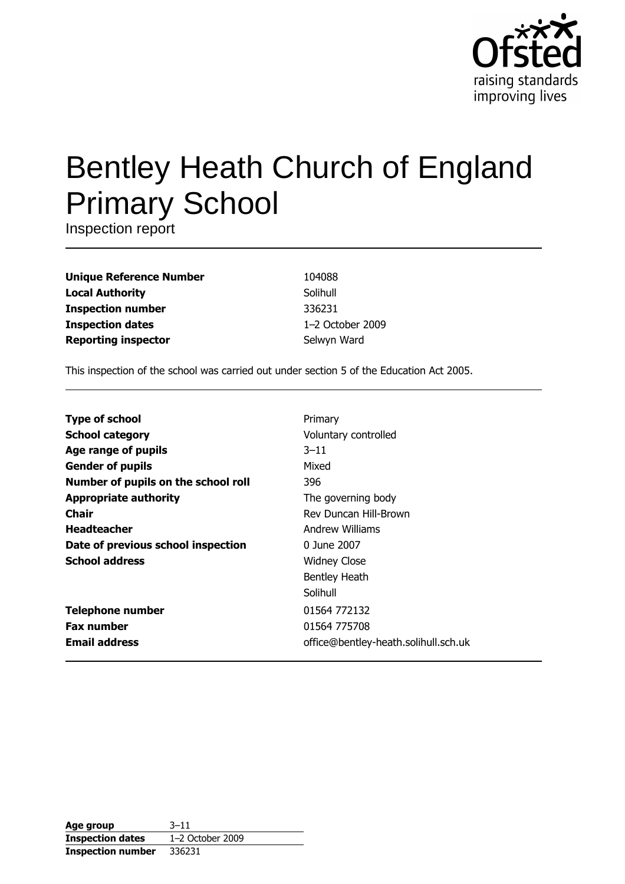Ofsted
raising standards
improving lives

# Bentley Heath Church of England Primary School

Inspection report

| | |
|---|---|
| **Unique Reference Number** | 104088 |
| **Local Authority** | Solihull |
| **Inspection number** | 336231 |
| **Inspection dates** | 1–2 October 2009 |
| **Reporting inspector** | Selwyn Ward |

This inspection of the school was carried out under section 5 of the Education Act 2005.

| | |
|---|---|
| **Type of school** | Primary |
| **School category** | Voluntary controlled |
| **Age range of pupils** | 3–11 |
| **Gender of pupils** | Mixed |
| **Number of pupils on the school roll** | 396 |
| **Appropriate authority** | The governing body |
| **Chair** | Rev Duncan Hill-Brown |
| **Headteacher** | Andrew Williams |
| **Date of previous school inspection** | 0 June 2007 |
| **School address** | Widney Close<br>Bentley Heath<br>Solihull |
| **Telephone number** | 01564 772132 |
| **Fax number** | 01564 775708 |
| **Email address** | office@bentley-heath.solihull.sch.uk |

| | |
|---|---|
| **Age group** | 3–11 |
| **Inspection dates** | 1–2 October 2009 |
| **Inspection number** | 336231 |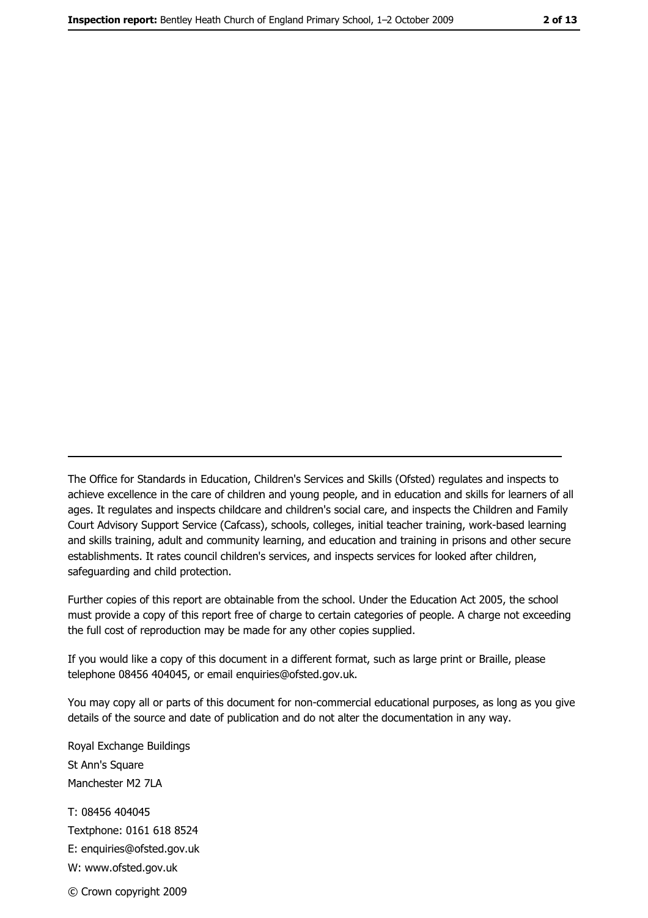---

The Office for Standards in Education, Children's Services and Skills (Ofsted) regulates and inspects to achieve excellence in the care of children and young people, and in education and skills for learners of all ages. It regulates and inspects childcare and children's social care, and inspects the Children and Family Court Advisory Support Service (Cafcass), schools, colleges, initial teacher training, work-based learning and skills training, adult and community learning, and education and training in prisons and other secure establishments. It rates council children's services, and inspects services for looked after children, safeguarding and child protection.

Further copies of this report are obtainable from the school. Under the Education Act 2005, the school must provide a copy of this report free of charge to certain categories of people. A charge not exceeding the full cost of reproduction may be made for any other copies supplied.

If you would like a copy of this document in a different format, such as large print or Braille, please telephone 08456 404045, or email enquiries@ofsted.gov.uk.

You may copy all or parts of this document for non-commercial educational purposes, as long as you give details of the source and date of publication and do not alter the documentation in any way.

Royal Exchange Buildings
St Ann's Square
Manchester M2 7LA

T: 08456 404045
Textphone: 0161 618 8524
E: enquiries@ofsted.gov.uk
W: www.ofsted.gov.uk

© Crown copyright 2009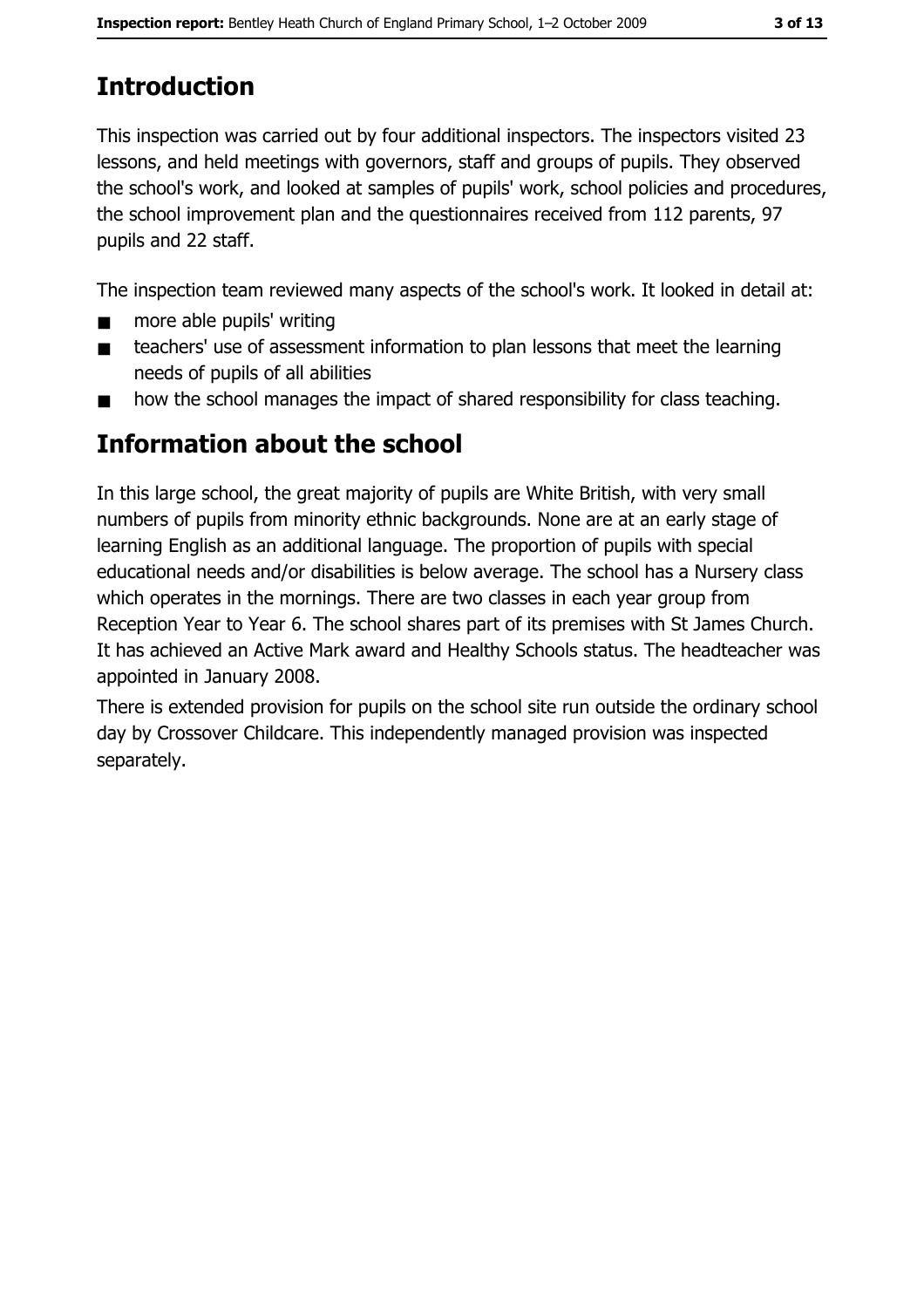# Introduction

This inspection was carried out by four additional inspectors. The inspectors visited 23 lessons, and held meetings with governors, staff and groups of pupils. They observed the school's work, and looked at samples of pupils' work, school policies and procedures, the school improvement plan and the questionnaires received from 112 parents, 97 pupils and 22 staff.

The inspection team reviewed many aspects of the school's work. It looked in detail at:

- more able pupils' writing
- teachers' use of assessment information to plan lessons that meet the learning needs of pupils of all abilities
- how the school manages the impact of shared responsibility for class teaching.

# Information about the school

In this large school, the great majority of pupils are White British, with very small numbers of pupils from minority ethnic backgrounds. None are at an early stage of learning English as an additional language. The proportion of pupils with special educational needs and/or disabilities is below average. The school has a Nursery class which operates in the mornings. There are two classes in each year group from Reception Year to Year 6. The school shares part of its premises with St James Church. It has achieved an Active Mark award and Healthy Schools status. The headteacher was appointed in January 2008.

There is extended provision for pupils on the school site run outside the ordinary school day by Crossover Childcare. This independently managed provision was inspected separately.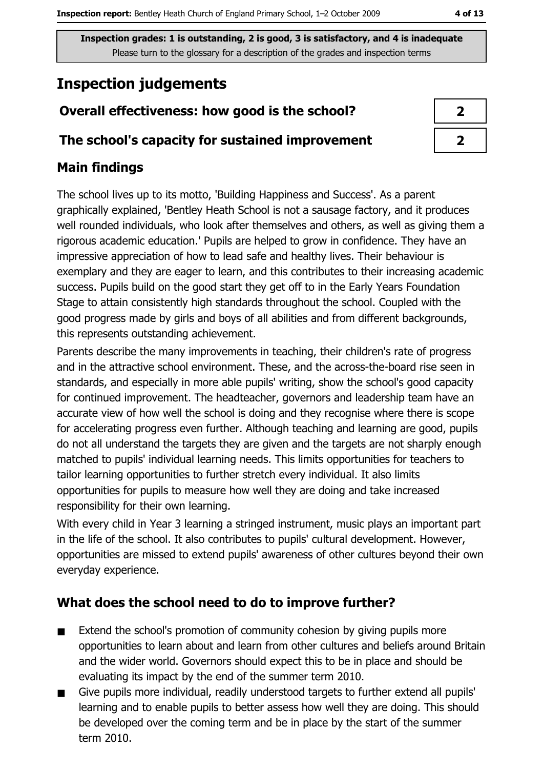Inspection grades: 1 is outstanding, 2 is good, 3 is satisfactory, and 4 is inadequate
Please turn to the glossary for a description of the grades and inspection terms

# Inspection judgements

| Overall effectiveness: how good is the school? | 2 |
| --- | --- |
| The school's capacity for sustained improvement | 2 |

## Main findings

The school lives up to its motto, 'Building Happiness and Success'. As a parent graphically explained, 'Bentley Heath School is not a sausage factory, and it produces well rounded individuals, who look after themselves and others, as well as giving them a rigorous academic education.' Pupils are helped to grow in confidence. They have an impressive appreciation of how to lead safe and healthy lives. Their behaviour is exemplary and they are eager to learn, and this contributes to their increasing academic success. Pupils build on the good start they get off to in the Early Years Foundation Stage to attain consistently high standards throughout the school. Coupled with the good progress made by girls and boys of all abilities and from different backgrounds, this represents outstanding achievement.

Parents describe the many improvements in teaching, their children's rate of progress and in the attractive school environment. These, and the across-the-board rise seen in standards, and especially in more able pupils' writing, show the school's good capacity for continued improvement. The headteacher, governors and leadership team have an accurate view of how well the school is doing and they recognise where there is scope for accelerating progress even further. Although teaching and learning are good, pupils do not all understand the targets they are given and the targets are not sharply enough matched to pupils' individual learning needs. This limits opportunities for teachers to tailor learning opportunities to further stretch every individual. It also limits opportunities for pupils to measure how well they are doing and take increased responsibility for their own learning.

With every child in Year 3 learning a stringed instrument, music plays an important part in the life of the school. It also contributes to pupils' cultural development. However, opportunities are missed to extend pupils' awareness of other cultures beyond their own everyday experience.

## What does the school need to do to improve further?

- Extend the school's promotion of community cohesion by giving pupils more opportunities to learn about and learn from other cultures and beliefs around Britain and the wider world. Governors should expect this to be in place and should be evaluating its impact by the end of the summer term 2010.
- Give pupils more individual, readily understood targets to further extend all pupils' learning and to enable pupils to better assess how well they are doing. This should be developed over the coming term and be in place by the start of the summer term 2010.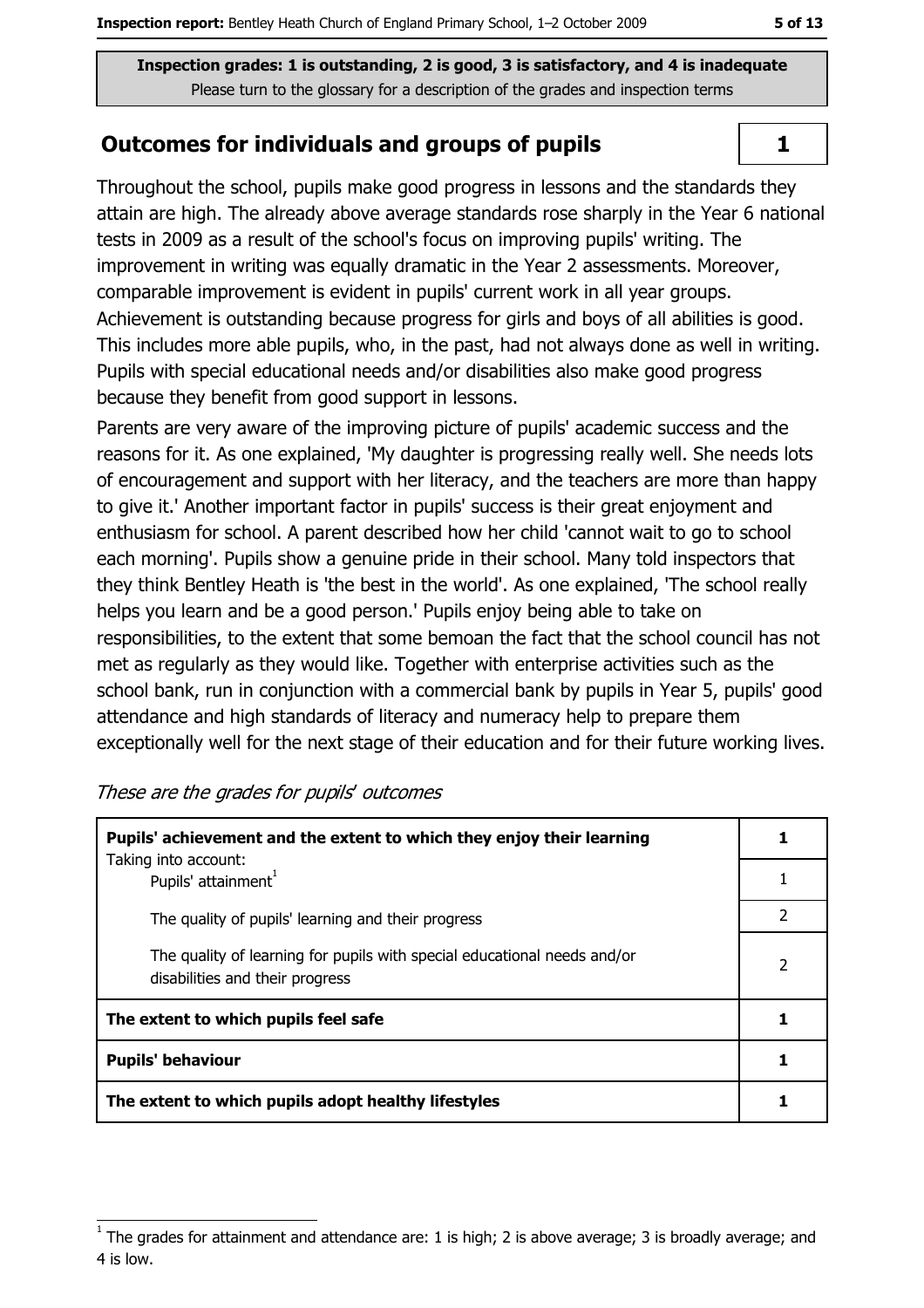**Inspection grades: 1 is outstanding, 2 is good, 3 is satisfactory, and 4 is inadequate**
Please turn to the glossary for a description of the grades and inspection terms

## Outcomes for individuals and groups of pupils — 1

Throughout the school, pupils make good progress in lessons and the standards they attain are high. The already above average standards rose sharply in the Year 6 national tests in 2009 as a result of the school's focus on improving pupils' writing. The improvement in writing was equally dramatic in the Year 2 assessments. Moreover, comparable improvement is evident in pupils' current work in all year groups. Achievement is outstanding because progress for girls and boys of all abilities is good. This includes more able pupils, who, in the past, had not always done as well in writing. Pupils with special educational needs and/or disabilities also make good progress because they benefit from good support in lessons.

Parents are very aware of the improving picture of pupils' academic success and the reasons for it. As one explained, 'My daughter is progressing really well. She needs lots of encouragement and support with her literacy, and the teachers are more than happy to give it.' Another important factor in pupils' success is their great enjoyment and enthusiasm for school. A parent described how her child 'cannot wait to go to school each morning'. Pupils show a genuine pride in their school. Many told inspectors that they think Bentley Heath is 'the best in the world'. As one explained, 'The school really helps you learn and be a good person.' Pupils enjoy being able to take on responsibilities, to the extent that some bemoan the fact that the school council has not met as regularly as they would like. Together with enterprise activities such as the school bank, run in conjunction with a commercial bank by pupils in Year 5, pupils' good attendance and high standards of literacy and numeracy help to prepare them exceptionally well for the next stage of their education and for their future working lives.

*These are the grades for pupils' outcomes*

| | |
|---|---|
| **Pupils' achievement and the extent to which they enjoy their learning** | **1** |
| Taking into account: Pupils' attainment[1] | 1 |
| The quality of pupils' learning and their progress | 2 |
| The quality of learning for pupils with special educational needs and/or disabilities and their progress | 2 |
| **The extent to which pupils feel safe** | **1** |
| **Pupils' behaviour** | **1** |
| **The extent to which pupils adopt healthy lifestyles** | **1** |

[1] The grades for attainment and attendance are: 1 is high; 2 is above average; 3 is broadly average; and 4 is low.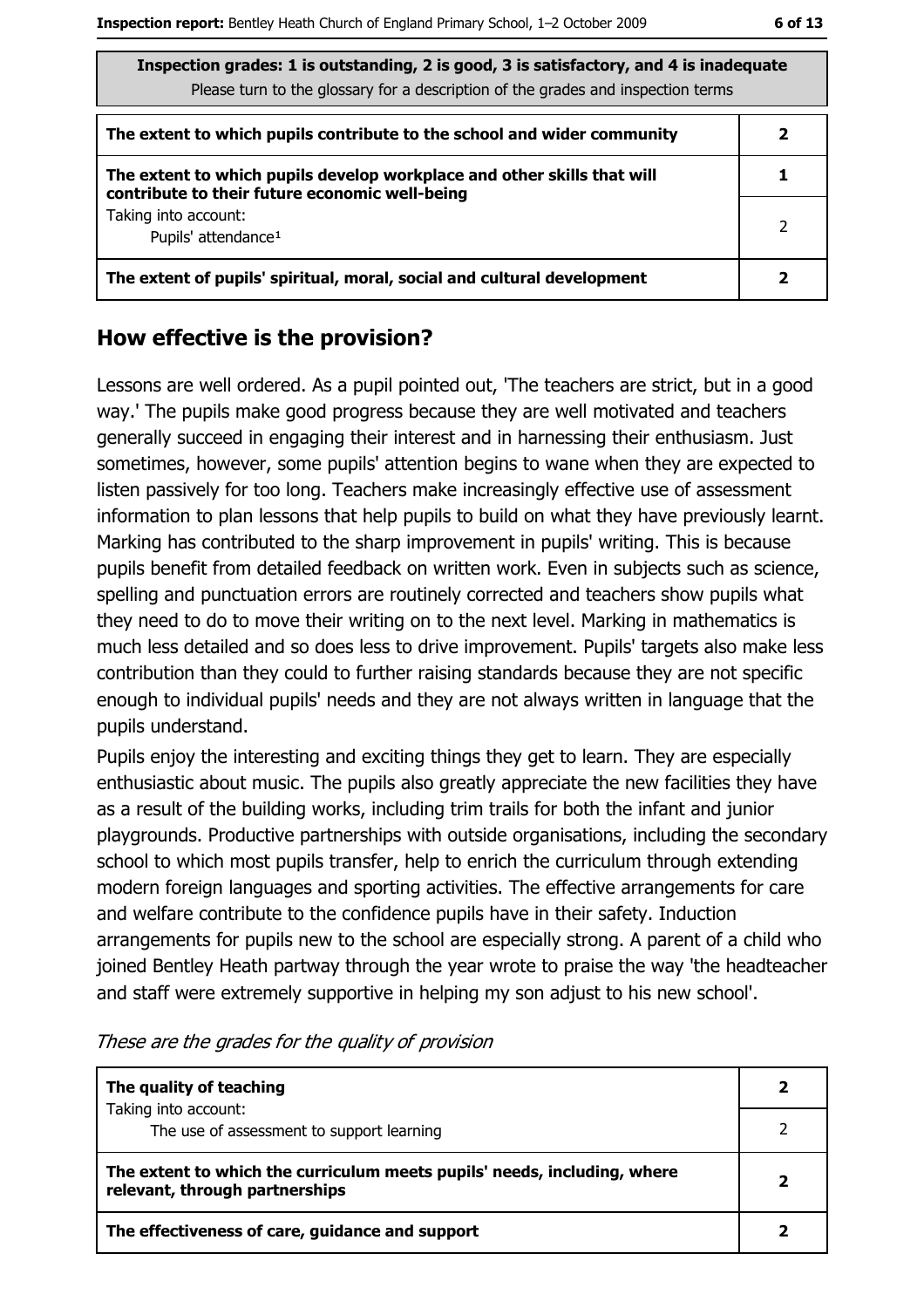| Inspection grades: 1 is outstanding, 2 is good, 3 is satisfactory, and 4 is inadequate<br>Please turn to the glossary for a description of the grades and inspection terms | |
|---|---|
| **The extent to which pupils contribute to the school and wider community** | **2** |
| **The extent to which pupils develop workplace and other skills that will contribute to their future economic well-being** | **1** |
| Taking into account:<br>Pupils' attendance[1] | 2 |
| **The extent of pupils' spiritual, moral, social and cultural development** | **2** |

## How effective is the provision?

Lessons are well ordered. As a pupil pointed out, 'The teachers are strict, but in a good way.' The pupils make good progress because they are well motivated and teachers generally succeed in engaging their interest and in harnessing their enthusiasm. Just sometimes, however, some pupils' attention begins to wane when they are expected to listen passively for too long. Teachers make increasingly effective use of assessment information to plan lessons that help pupils to build on what they have previously learnt. Marking has contributed to the sharp improvement in pupils' writing. This is because pupils benefit from detailed feedback on written work. Even in subjects such as science, spelling and punctuation errors are routinely corrected and teachers show pupils what they need to do to move their writing on to the next level. Marking in mathematics is much less detailed and so does less to drive improvement. Pupils' targets also make less contribution than they could to further raising standards because they are not specific enough to individual pupils' needs and they are not always written in language that the pupils understand.

Pupils enjoy the interesting and exciting things they get to learn. They are especially enthusiastic about music. The pupils also greatly appreciate the new facilities they have as a result of the building works, including trim trails for both the infant and junior playgrounds. Productive partnerships with outside organisations, including the secondary school to which most pupils transfer, help to enrich the curriculum through extending modern foreign languages and sporting activities. The effective arrangements for care and welfare contribute to the confidence pupils have in their safety. Induction arrangements for pupils new to the school are especially strong. A parent of a child who joined Bentley Heath partway through the year wrote to praise the way 'the headteacher and staff were extremely supportive in helping my son adjust to his new school'.

*These are the grades for the quality of provision*

| | |
|---|---|
| **The quality of teaching** | **2** |
| Taking into account:<br>The use of assessment to support learning | 2 |
| **The extent to which the curriculum meets pupils' needs, including, where relevant, through partnerships** | **2** |
| **The effectiveness of care, guidance and support** | **2** |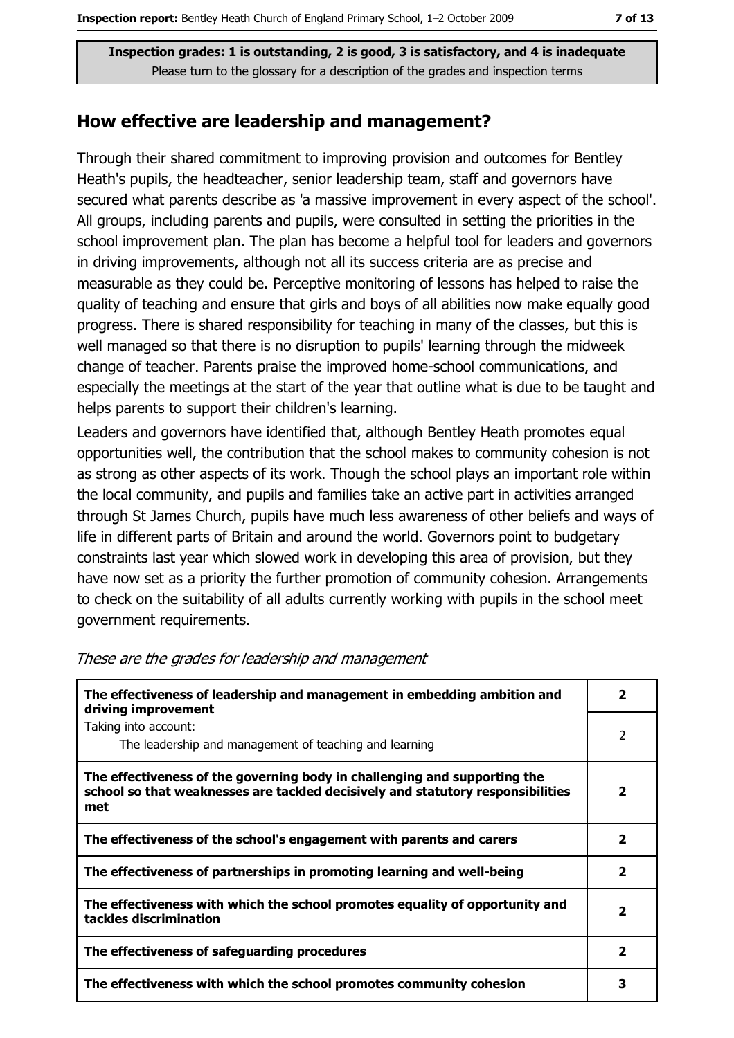Inspection grades: 1 is outstanding, 2 is good, 3 is satisfactory, and 4 is inadequate
Please turn to the glossary for a description of the grades and inspection terms

## How effective are leadership and management?

Through their shared commitment to improving provision and outcomes for Bentley Heath's pupils, the headteacher, senior leadership team, staff and governors have secured what parents describe as 'a massive improvement in every aspect of the school'. All groups, including parents and pupils, were consulted in setting the priorities in the school improvement plan. The plan has become a helpful tool for leaders and governors in driving improvements, although not all its success criteria are as precise and measurable as they could be. Perceptive monitoring of lessons has helped to raise the quality of teaching and ensure that girls and boys of all abilities now make equally good progress. There is shared responsibility for teaching in many of the classes, but this is well managed so that there is no disruption to pupils' learning through the midweek change of teacher. Parents praise the improved home-school communications, and especially the meetings at the start of the year that outline what is due to be taught and helps parents to support their children's learning.

Leaders and governors have identified that, although Bentley Heath promotes equal opportunities well, the contribution that the school makes to community cohesion is not as strong as other aspects of its work. Though the school plays an important role within the local community, and pupils and families take an active part in activities arranged through St James Church, pupils have much less awareness of other beliefs and ways of life in different parts of Britain and around the world. Governors point to budgetary constraints last year which slowed work in developing this area of provision, but they have now set as a priority the further promotion of community cohesion. Arrangements to check on the suitability of all adults currently working with pupils in the school meet government requirements.

*These are the grades for leadership and management*

| | |
|---|---|
| **The effectiveness of leadership and management in embedding ambition and driving improvement** | **2** |
| Taking into account: The leadership and management of teaching and learning | 2 |
| **The effectiveness of the governing body in challenging and supporting the school so that weaknesses are tackled decisively and statutory responsibilities met** | **2** |
| **The effectiveness of the school's engagement with parents and carers** | **2** |
| **The effectiveness of partnerships in promoting learning and well-being** | **2** |
| **The effectiveness with which the school promotes equality of opportunity and tackles discrimination** | **2** |
| **The effectiveness of safeguarding procedures** | **2** |
| **The effectiveness with which the school promotes community cohesion** | **3** |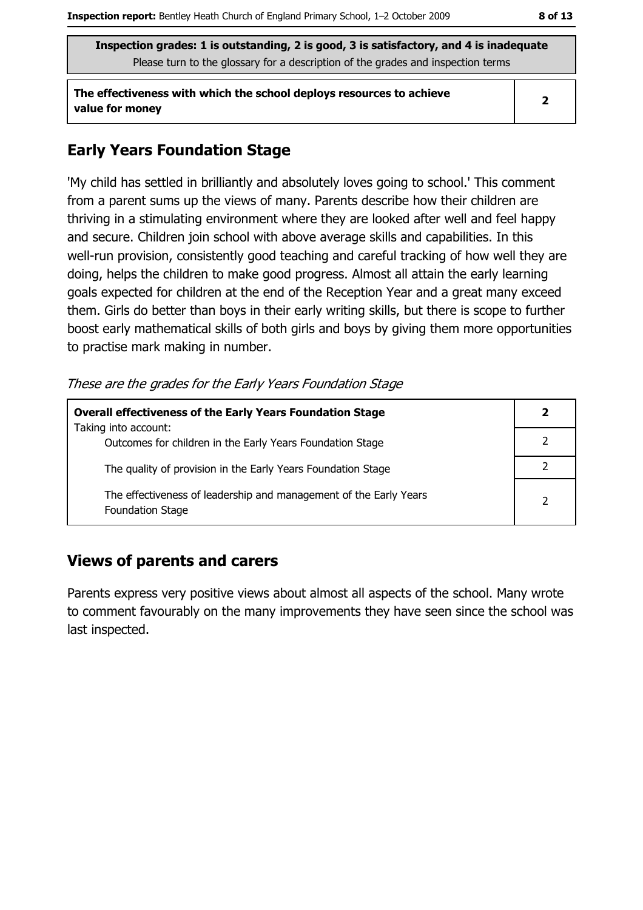**Inspection grades: 1 is outstanding, 2 is good, 3 is satisfactory, and 4 is inadequate**
Please turn to the glossary for a description of the grades and inspection terms

| The effectiveness with which the school deploys resources to achieve value for money | 2 |
| --- | --- |

## Early Years Foundation Stage

'My child has settled in brilliantly and absolutely loves going to school.' This comment from a parent sums up the views of many. Parents describe how their children are thriving in a stimulating environment where they are looked after well and feel happy and secure. Children join school with above average skills and capabilities. In this well-run provision, consistently good teaching and careful tracking of how well they are doing, helps the children to make good progress. Almost all attain the early learning goals expected for children at the end of the Reception Year and a great many exceed them. Girls do better than boys in their early writing skills, but there is scope to further boost early mathematical skills of both girls and boys by giving them more opportunities to practise mark making in number.

*These are the grades for the Early Years Foundation Stage*

| **Overall effectiveness of the Early Years Foundation Stage** | **2** |
| --- | --- |
| Taking into account: Outcomes for children in the Early Years Foundation Stage | 2 |
| The quality of provision in the Early Years Foundation Stage | 2 |
| The effectiveness of leadership and management of the Early Years Foundation Stage | 2 |

## Views of parents and carers

Parents express very positive views about almost all aspects of the school. Many wrote to comment favourably on the many improvements they have seen since the school was last inspected.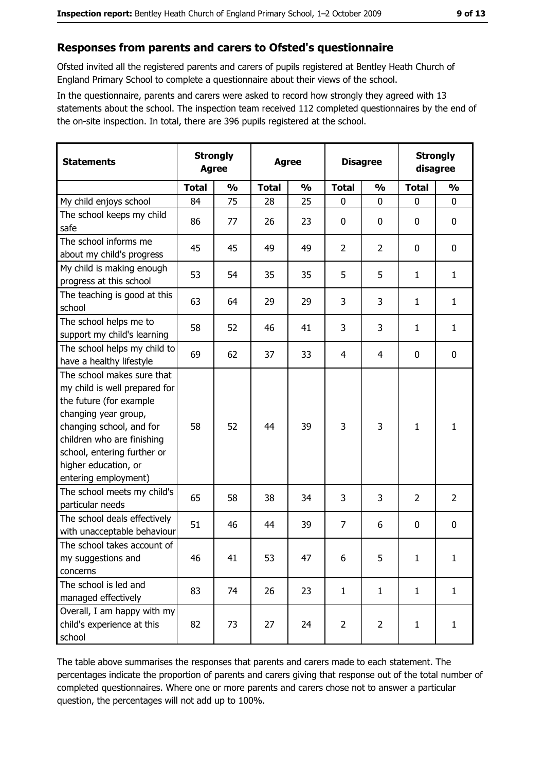## Responses from parents and carers to Ofsted's questionnaire

Ofsted invited all the registered parents and carers of pupils registered at Bentley Heath Church of England Primary School to complete a questionnaire about their views of the school.

In the questionnaire, parents and carers were asked to record how strongly they agreed with 13 statements about the school. The inspection team received 112 completed questionnaires by the end of the on-site inspection. In total, there are 396 pupils registered at the school.

| Statements | Strongly Agree | | Agree | | Disagree | | Strongly disagree | |
|---|---|---|---|---|---|---|---|---|
| | Total | % | Total | % | Total | % | Total | % |
| My child enjoys school | 84 | 75 | 28 | 25 | 0 | 0 | 0 | 0 |
| The school keeps my child safe | 86 | 77 | 26 | 23 | 0 | 0 | 0 | 0 |
| The school informs me about my child's progress | 45 | 45 | 49 | 49 | 2 | 2 | 0 | 0 |
| My child is making enough progress at this school | 53 | 54 | 35 | 35 | 5 | 5 | 1 | 1 |
| The teaching is good at this school | 63 | 64 | 29 | 29 | 3 | 3 | 1 | 1 |
| The school helps me to support my child's learning | 58 | 52 | 46 | 41 | 3 | 3 | 1 | 1 |
| The school helps my child to have a healthy lifestyle | 69 | 62 | 37 | 33 | 4 | 4 | 0 | 0 |
| The school makes sure that my child is well prepared for the future (for example changing year group, changing school, and for children who are finishing school, entering further or higher education, or entering employment) | 58 | 52 | 44 | 39 | 3 | 3 | 1 | 1 |
| The school meets my child's particular needs | 65 | 58 | 38 | 34 | 3 | 3 | 2 | 2 |
| The school deals effectively with unacceptable behaviour | 51 | 46 | 44 | 39 | 7 | 6 | 0 | 0 |
| The school takes account of my suggestions and concerns | 46 | 41 | 53 | 47 | 6 | 5 | 1 | 1 |
| The school is led and managed effectively | 83 | 74 | 26 | 23 | 1 | 1 | 1 | 1 |
| Overall, I am happy with my child's experience at this school | 82 | 73 | 27 | 24 | 2 | 2 | 1 | 1 |

The table above summarises the responses that parents and carers made to each statement. The percentages indicate the proportion of parents and carers giving that response out of the total number of completed questionnaires. Where one or more parents and carers chose not to answer a particular question, the percentages will not add up to 100%.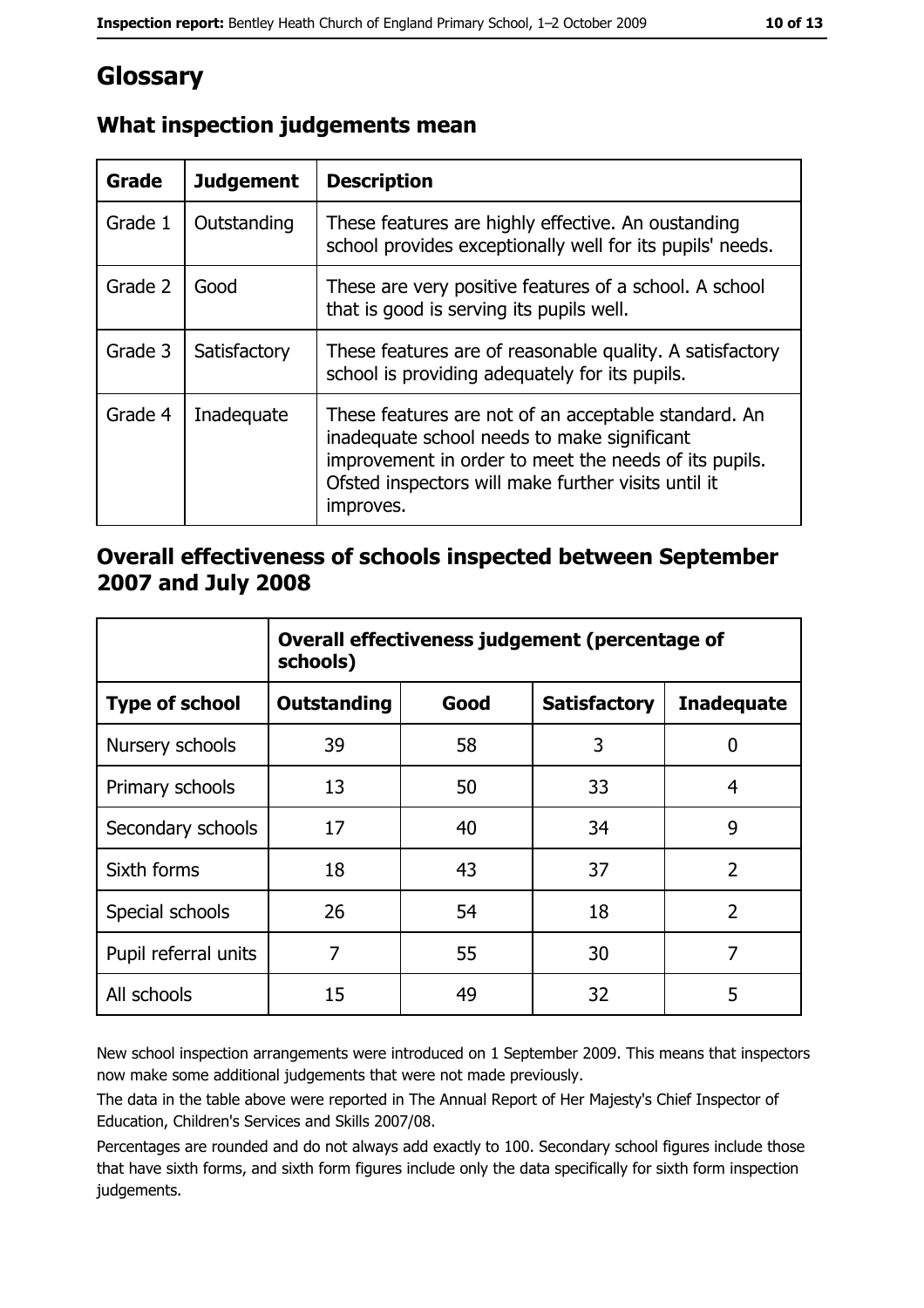# Glossary

## What inspection judgements mean

| Grade | Judgement | Description |
| --- | --- | --- |
| Grade 1 | Outstanding | These features are highly effective. An oustanding school provides exceptionally well for its pupils' needs. |
| Grade 2 | Good | These are very positive features of a school. A school that is good is serving its pupils well. |
| Grade 3 | Satisfactory | These features are of reasonable quality. A satisfactory school is providing adequately for its pupils. |
| Grade 4 | Inadequate | These features are not of an acceptable standard. An inadequate school needs to make significant improvement in order to meet the needs of its pupils. Ofsted inspectors will make further visits until it improves. |

## Overall effectiveness of schools inspected between September 2007 and July 2008

| | Overall effectiveness judgement (percentage of schools) | | | |
| --- | --- | --- | --- | --- |
| **Type of school** | **Outstanding** | **Good** | **Satisfactory** | **Inadequate** |
| Nursery schools | 39 | 58 | 3 | 0 |
| Primary schools | 13 | 50 | 33 | 4 |
| Secondary schools | 17 | 40 | 34 | 9 |
| Sixth forms | 18 | 43 | 37 | 2 |
| Special schools | 26 | 54 | 18 | 2 |
| Pupil referral units | 7 | 55 | 30 | 7 |
| All schools | 15 | 49 | 32 | 5 |

New school inspection arrangements were introduced on 1 September 2009. This means that inspectors now make some additional judgements that were not made previously.

The data in the table above were reported in The Annual Report of Her Majesty's Chief Inspector of Education, Children's Services and Skills 2007/08.

Percentages are rounded and do not always add exactly to 100. Secondary school figures include those that have sixth forms, and sixth form figures include only the data specifically for sixth form inspection judgements.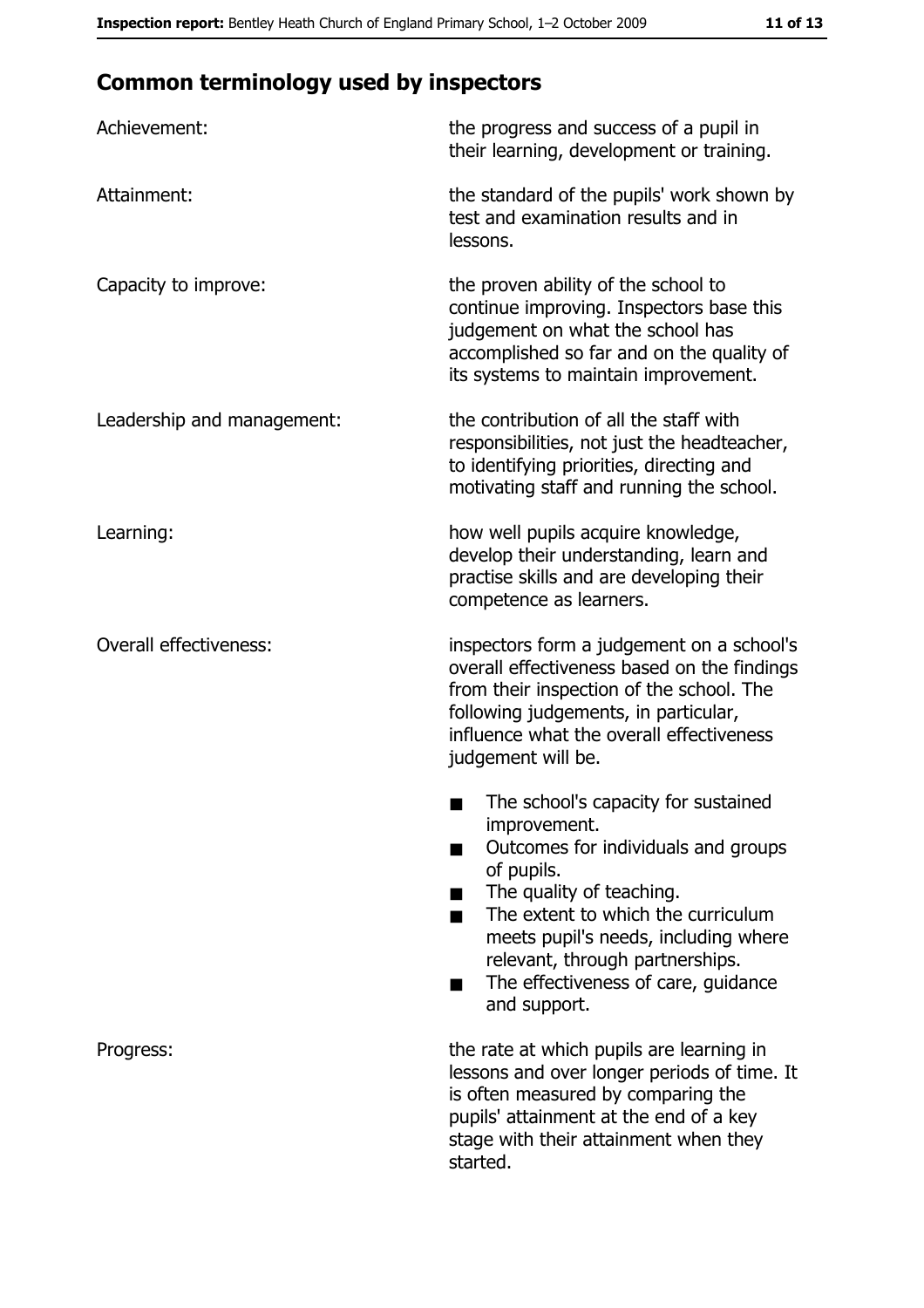## Common terminology used by inspectors

| | |
|---|---|
| Achievement: | the progress and success of a pupil in their learning, development or training. |
| Attainment: | the standard of the pupils' work shown by test and examination results and in lessons. |
| Capacity to improve: | the proven ability of the school to continue improving. Inspectors base this judgement on what the school has accomplished so far and on the quality of its systems to maintain improvement. |
| Leadership and management: | the contribution of all the staff with responsibilities, not just the headteacher, to identifying priorities, directing and motivating staff and running the school. |
| Learning: | how well pupils acquire knowledge, develop their understanding, learn and practise skills and are developing their competence as learners. |
| Overall effectiveness: | inspectors form a judgement on a school's overall effectiveness based on the findings from their inspection of the school. The following judgements, in particular, influence what the overall effectiveness judgement will be. <br>■ The school's capacity for sustained improvement. <br>■ Outcomes for individuals and groups of pupils. <br>■ The quality of teaching. <br>■ The extent to which the curriculum meets pupil's needs, including where relevant, through partnerships. <br>■ The effectiveness of care, guidance and support. |
| Progress: | the rate at which pupils are learning in lessons and over longer periods of time. It is often measured by comparing the pupils' attainment at the end of a key stage with their attainment when they started. |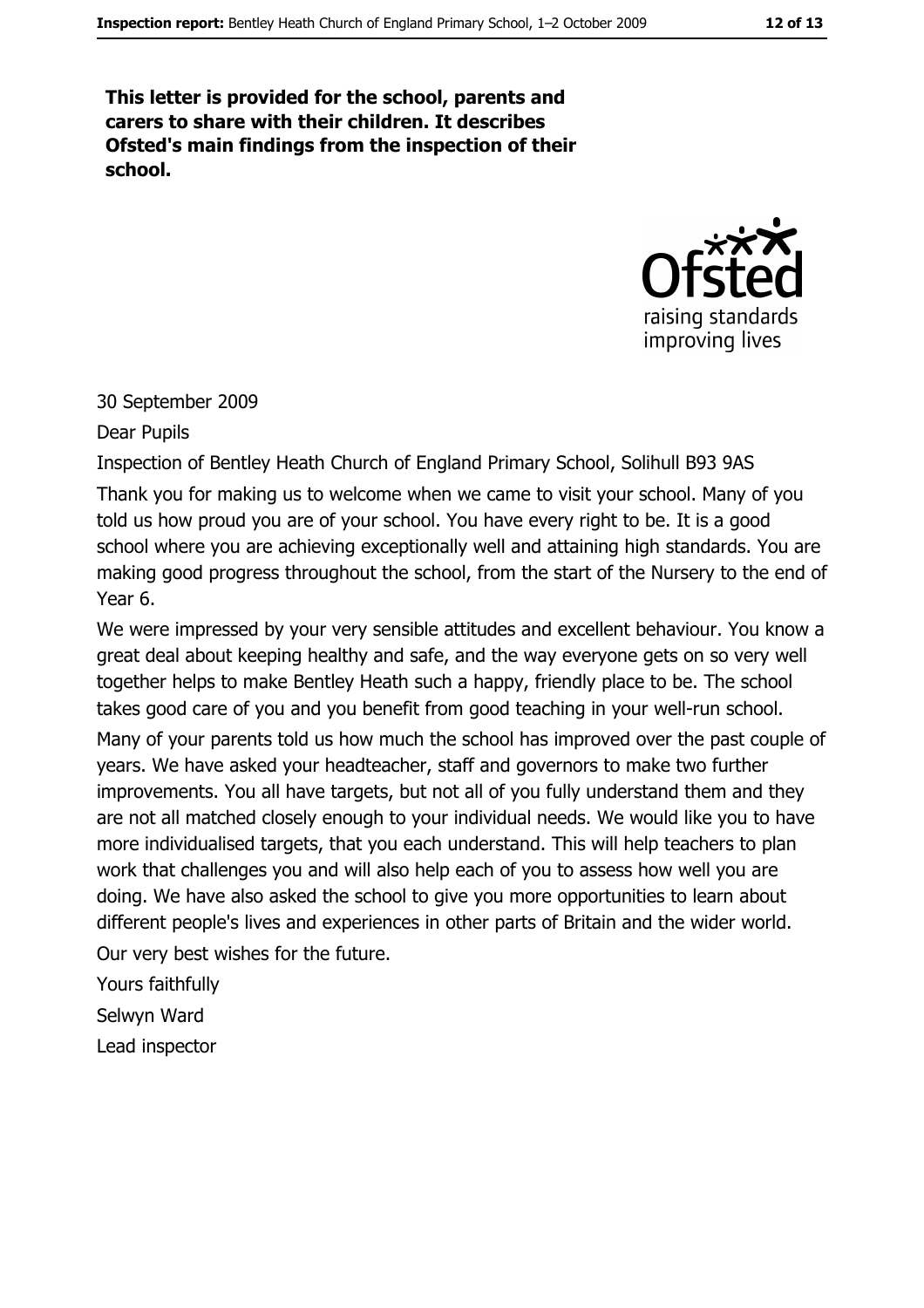**This letter is provided for the school, parents and carers to share with their children. It describes Ofsted's main findings from the inspection of their school.**

30 September 2009

Dear Pupils

Inspection of Bentley Heath Church of England Primary School, Solihull B93 9AS

Thank you for making us to welcome when we came to visit your school. Many of you told us how proud you are of your school. You have every right to be. It is a good school where you are achieving exceptionally well and attaining high standards. You are making good progress throughout the school, from the start of the Nursery to the end of Year 6.

We were impressed by your very sensible attitudes and excellent behaviour. You know a great deal about keeping healthy and safe, and the way everyone gets on so very well together helps to make Bentley Heath such a happy, friendly place to be. The school takes good care of you and you benefit from good teaching in your well-run school.

Many of your parents told us how much the school has improved over the past couple of years. We have asked your headteacher, staff and governors to make two further improvements. You all have targets, but not all of you fully understand them and they are not all matched closely enough to your individual needs. We would like you to have more individualised targets, that you each understand. This will help teachers to plan work that challenges you and will also help each of you to assess how well you are doing. We have also asked the school to give you more opportunities to learn about different people's lives and experiences in other parts of Britain and the wider world.

Our very best wishes for the future.

Yours faithfully

Selwyn Ward

Lead inspector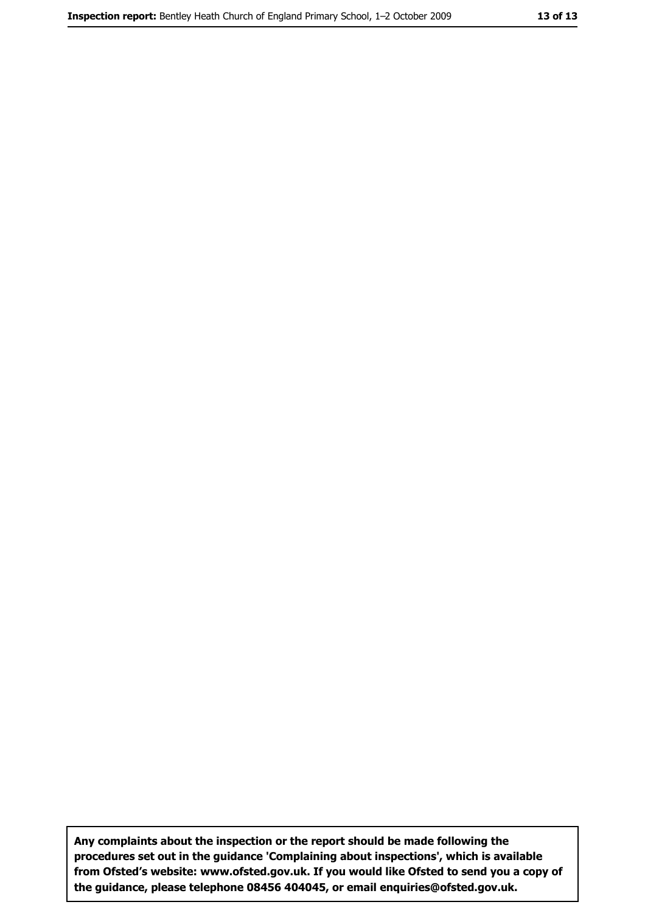**Any complaints about the inspection or the report should be made following the procedures set out in the guidance 'Complaining about inspections', which is available from Ofsted's website: www.ofsted.gov.uk. If you would like Ofsted to send you a copy of the guidance, please telephone 08456 404045, or email enquiries@ofsted.gov.uk.**